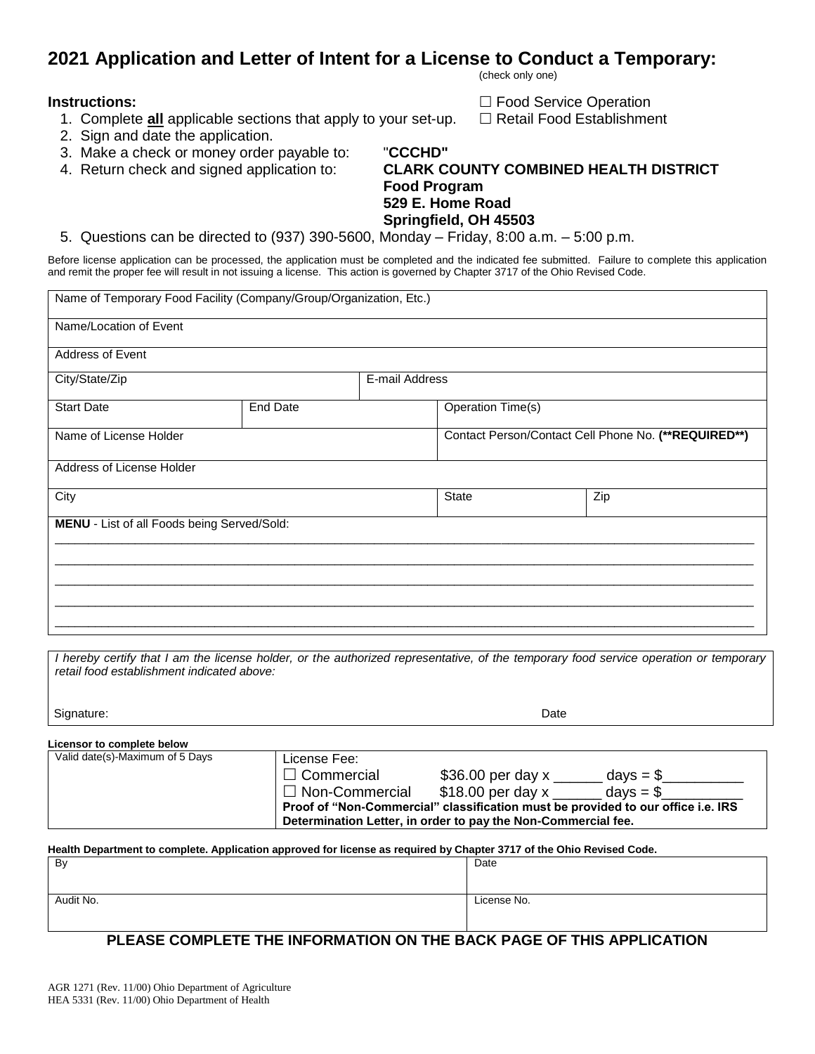# 2021 Application and Letter of Intent for a License to Conduct a Temporary:

(check only one)

☐ Food Service Operation
☐ Retail Food Establishment

**Instructions:**

1. Complete **all** applicable sections that apply to your set-up.
2. Sign and date the application.
3. Make a check or money order payable to: "**CCCHD"**
4. Return check and signed application to: **CLARK COUNTY COMBINED HEALTH DISTRICT**
   **Food Program**
   **529 E. Home Road**
   **Springfield, OH 45503**
5. Questions can be directed to (937) 390-5600, Monday – Friday, 8:00 a.m. – 5:00 p.m.

Before license application can be processed, the application must be completed and the indicated fee submitted. Failure to complete this application and remit the proper fee will result in not issuing a license. This action is governed by Chapter 3717 of the Ohio Revised Code.

| Name of Temporary Food Facility (Company/Group/Organization, Etc.) | | | |
|---|---|---|---|
| Name/Location of Event | | | |
| Address of Event | | | |
| City/State/Zip | | E-mail Address | |
| Start Date | End Date | Operation Time(s) | |
| Name of License Holder | | Contact Person/Contact Cell Phone No. (**REQUIRED**) | |
| Address of License Holder | | | |
| City | | State | Zip |

**MENU** - List of all Foods being Served/Sold:

\_\_\_\_\_\_\_\_\_\_\_\_\_\_\_\_\_\_\_\_\_\_\_\_\_\_\_\_\_\_\_\_\_\_\_\_\_\_\_\_\_\_\_\_\_\_\_\_\_\_\_\_\_\_\_\_\_\_\_\_\_\_\_\_\_\_\_\_\_\_\_\_\_\_\_\_\_\_

\_\_\_\_\_\_\_\_\_\_\_\_\_\_\_\_\_\_\_\_\_\_\_\_\_\_\_\_\_\_\_\_\_\_\_\_\_\_\_\_\_\_\_\_\_\_\_\_\_\_\_\_\_\_\_\_\_\_\_\_\_\_\_\_\_\_\_\_\_\_\_\_\_\_\_\_\_\_

\_\_\_\_\_\_\_\_\_\_\_\_\_\_\_\_\_\_\_\_\_\_\_\_\_\_\_\_\_\_\_\_\_\_\_\_\_\_\_\_\_\_\_\_\_\_\_\_\_\_\_\_\_\_\_\_\_\_\_\_\_\_\_\_\_\_\_\_\_\_\_\_\_\_\_\_\_\_

\_\_\_\_\_\_\_\_\_\_\_\_\_\_\_\_\_\_\_\_\_\_\_\_\_\_\_\_\_\_\_\_\_\_\_\_\_\_\_\_\_\_\_\_\_\_\_\_\_\_\_\_\_\_\_\_\_\_\_\_\_\_\_\_\_\_\_\_\_\_\_\_\_\_\_\_\_\_

\_\_\_\_\_\_\_\_\_\_\_\_\_\_\_\_\_\_\_\_\_\_\_\_\_\_\_\_\_\_\_\_\_\_\_\_\_\_\_\_\_\_\_\_\_\_\_\_\_\_\_\_\_\_\_\_\_\_\_\_\_\_\_\_\_\_\_\_\_\_\_\_\_\_\_\_\_\_

*I hereby certify that I am the license holder, or the authorized representative, of the temporary food service operation or temporary retail food establishment indicated above:*

Signature: Date

**Licensor to complete below**

| Valid date(s)-Maximum of 5 Days | License Fee: |
|---|---|
| | ☐ Commercial $36.00 per day x ______ days = $__________ |
| | ☐ Non-Commercial $18.00 per day x ______ days = $__________ |
| | **Proof of "Non-Commercial" classification must be provided to our office i.e. IRS Determination Letter, in order to pay the Non-Commercial fee.** |

**Health Department to complete. Application approved for license as required by Chapter 3717 of the Ohio Revised Code.**

| By | Date |
|---|---|
| Audit No. | License No. |

**PLEASE COMPLETE THE INFORMATION ON THE BACK PAGE OF THIS APPLICATION**

AGR 1271 (Rev. 11/00) Ohio Department of Agriculture
HEA 5331 (Rev. 11/00) Ohio Department of Health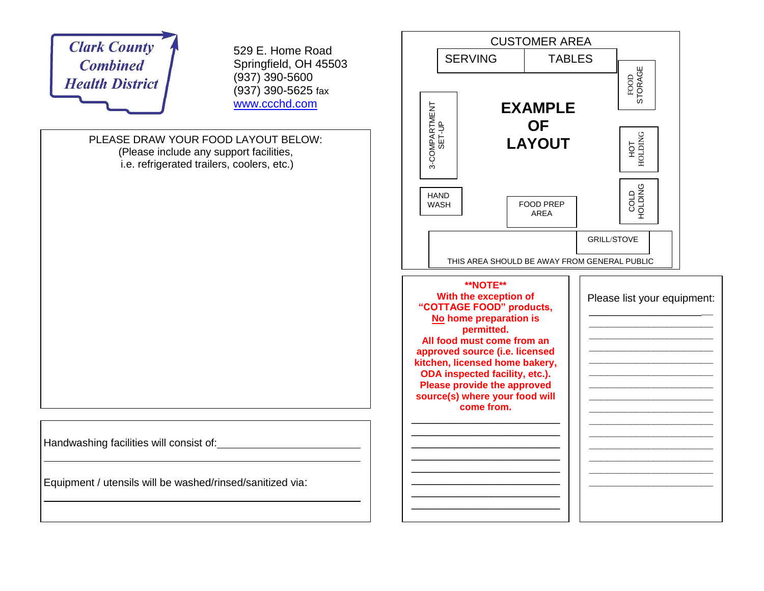**Clark County Combined Health District**

529 E. Home Road
Springfield, OH 45503
(937) 390-5600
(937) 390-5625 fax
www.ccchd.com

PLEASE DRAW YOUR FOOD LAYOUT BELOW:
(Please include any support facilities,
i.e. refrigerated trailers, coolers, etc.)

Handwashing facilities will consist of:\_\_\_\_\_\_\_\_\_\_\_\_\_\_\_\_\_\_\_\_\_\_\_\_\_\_\_\_\_\_

\_\_\_\_\_\_\_\_\_\_\_\_\_\_\_\_\_\_\_\_\_\_\_\_\_\_\_\_\_\_\_\_\_\_\_\_\_\_\_\_\_\_\_\_\_\_\_\_\_\_\_\_\_\_\_\_\_\_

Equipment / utensils will be washed/rinsed/sanitized via:

\_\_\_\_\_\_\_\_\_\_\_\_\_\_\_\_\_\_\_\_\_\_\_\_\_\_\_\_\_\_\_\_\_\_\_\_\_\_\_\_\_\_\_\_\_\_\_\_\_\_\_\_\_\_\_\_\_\_

CUSTOMER AREA

SERVING | TABLES

FOOD STORAGE

3-COMPARTMENT SET-UP

**EXAMPLE OF LAYOUT**

HOT HOLDING

HAND WASH

FOOD PREP AREA

COLD HOLDING

GRILL/STOVE

THIS AREA SHOULD BE AWAY FROM GENERAL PUBLIC

**\*\*NOTE\*\***
**With the exception of "COTTAGE FOOD" products, No home preparation is permitted.**
**All food must come from an approved source (i.e. licensed kitchen, licensed home bakery, ODA inspected facility, etc.). Please provide the approved source(s) where your food will come from.**

\_\_\_\_\_\_\_\_\_\_\_\_\_\_\_\_\_\_\_\_\_\_\_\_\_\_\_\_\_\_\_\_\_\_\_\_\_\_

\_\_\_\_\_\_\_\_\_\_\_\_\_\_\_\_\_\_\_\_\_\_\_\_\_\_\_\_\_\_\_\_\_\_\_\_\_\_

\_\_\_\_\_\_\_\_\_\_\_\_\_\_\_\_\_\_\_\_\_\_\_\_\_\_\_\_\_\_\_\_\_\_\_\_\_\_

\_\_\_\_\_\_\_\_\_\_\_\_\_\_\_\_\_\_\_\_\_\_\_\_\_\_\_\_\_\_\_\_\_\_\_\_\_\_

\_\_\_\_\_\_\_\_\_\_\_\_\_\_\_\_\_\_\_\_\_\_\_\_\_\_\_\_\_\_\_\_\_\_\_\_\_\_

\_\_\_\_\_\_\_\_\_\_\_\_\_\_\_\_\_\_\_\_\_\_\_\_\_\_\_\_\_\_\_\_\_\_\_\_\_\_

\_\_\_\_\_\_\_\_\_\_\_\_\_\_\_\_\_\_\_\_\_\_\_\_\_\_\_\_\_\_\_\_\_\_\_\_\_\_

\_\_\_\_\_\_\_\_\_\_\_\_\_\_\_\_\_\_\_\_\_\_\_\_\_\_\_\_\_\_\_\_\_\_\_\_\_\_

Please list your equipment:

\_\_\_\_\_\_\_\_\_\_\_\_\_\_\_\_\_\_\_\_\_\_\_\_\_\_\_\_\_\_\_

\_\_\_\_\_\_\_\_\_\_\_\_\_\_\_\_\_\_\_\_\_\_\_\_\_\_\_\_\_\_\_

\_\_\_\_\_\_\_\_\_\_\_\_\_\_\_\_\_\_\_\_\_\_\_\_\_\_\_\_\_\_\_

\_\_\_\_\_\_\_\_\_\_\_\_\_\_\_\_\_\_\_\_\_\_\_\_\_\_\_\_\_\_\_

\_\_\_\_\_\_\_\_\_\_\_\_\_\_\_\_\_\_\_\_\_\_\_\_\_\_\_\_\_\_\_

\_\_\_\_\_\_\_\_\_\_\_\_\_\_\_\_\_\_\_\_\_\_\_\_\_\_\_\_\_\_\_

\_\_\_\_\_\_\_\_\_\_\_\_\_\_\_\_\_\_\_\_\_\_\_\_\_\_\_\_\_\_\_

\_\_\_\_\_\_\_\_\_\_\_\_\_\_\_\_\_\_\_\_\_\_\_\_\_\_\_\_\_\_\_

\_\_\_\_\_\_\_\_\_\_\_\_\_\_\_\_\_\_\_\_\_\_\_\_\_\_\_\_\_\_\_

\_\_\_\_\_\_\_\_\_\_\_\_\_\_\_\_\_\_\_\_\_\_\_\_\_\_\_\_\_\_\_

\_\_\_\_\_\_\_\_\_\_\_\_\_\_\_\_\_\_\_\_\_\_\_\_\_\_\_\_\_\_\_

\_\_\_\_\_\_\_\_\_\_\_\_\_\_\_\_\_\_\_\_\_\_\_\_\_\_\_\_\_\_\_

\_\_\_\_\_\_\_\_\_\_\_\_\_\_\_\_\_\_\_\_\_\_\_\_\_\_\_\_\_\_\_

\_\_\_\_\_\_\_\_\_\_\_\_\_\_\_\_\_\_\_\_\_\_\_\_\_\_\_\_\_\_\_

\_\_\_\_\_\_\_\_\_\_\_\_\_\_\_\_\_\_\_\_\_\_\_\_\_\_\_\_\_\_\_